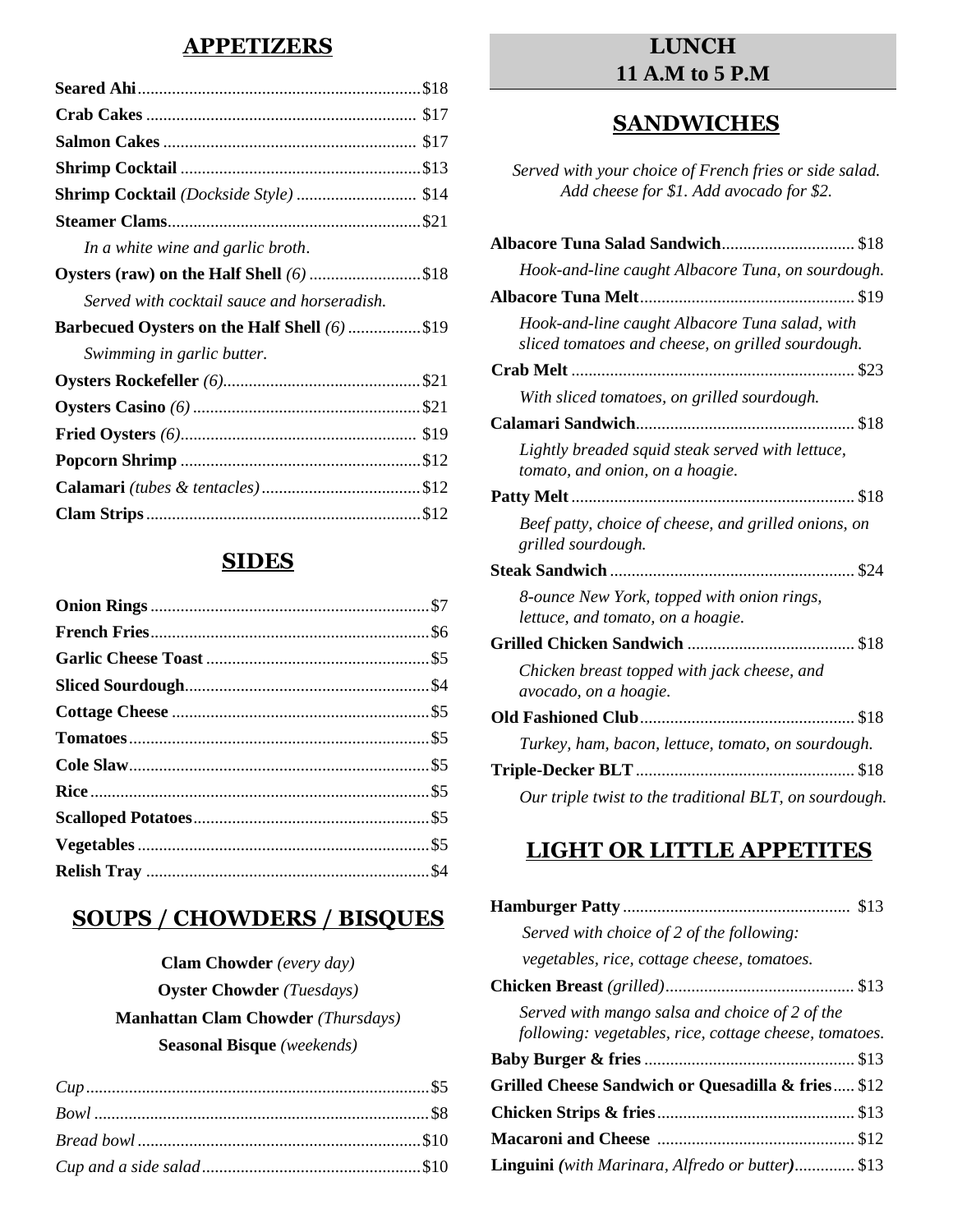## APPETIZERS

**Seared Ahi** ... $18

**Crab Cakes** ... $17

**Salmon Cakes** ... $17

**Shrimp Cocktail** ... $13

**Shrimp Cocktail** *(Dockside Style)* ... $14

**Steamer Clams** ... $21

*In a white wine and garlic broth.*

**Oysters (raw) on the Half Shell** *(6)* ... $18

*Served with cocktail sauce and horseradish.*

**Barbecued Oysters on the Half Shell** *(6)* ... $19

*Swimming in garlic butter.*

**Oysters Rockefeller** *(6)* ... $21

**Oysters Casino** *(6)* ... $21

**Fried Oysters** *(6)* ... $19

**Popcorn Shrimp** ... $12

**Calamari** *(tubes & tentacles)* ... $12

**Clam Strips** ... $12

## SIDES

**Onion Rings** ... $7

**French Fries** ... $6

**Garlic Cheese Toast** ... $5

**Sliced Sourdough** ... $4

**Cottage Cheese** ... $5

**Tomatoes** ... $5

**Cole Slaw** ... $5

**Rice** ... $5

**Scalloped Potatoes** ... $5

**Vegetables** ... $5

**Relish Tray** ... $4

## SOUPS / CHOWDERS / BISQUES

**Clam Chowder** *(every day)*

**Oyster Chowder** *(Tuesdays)*

**Manhattan Clam Chowder** *(Thursdays)*

**Seasonal Bisque** *(weekends)*

*Cup* ... $5

*Bowl* ... $8

*Bread bowl* ... $10

*Cup and a side salad* ... $10

# LUNCH
# 11 A.M to 5 P.M

## SANDWICHES

*Served with your choice of French fries or side salad. Add cheese for $1. Add avocado for $2.*

**Albacore Tuna Salad Sandwich** ... $18

*Hook-and-line caught Albacore Tuna, on sourdough.*

**Albacore Tuna Melt** ... $19

*Hook-and-line caught Albacore Tuna salad, with sliced tomatoes and cheese, on grilled sourdough.*

**Crab Melt** ... $23

*With sliced tomatoes, on grilled sourdough.*

**Calamari Sandwich** ... $18

*Lightly breaded squid steak served with lettuce, tomato, and onion, on a hoagie.*

**Patty Melt** ... $18

*Beef patty, choice of cheese, and grilled onions, on grilled sourdough.*

**Steak Sandwich** ... $24

*8-ounce New York, topped with onion rings, lettuce, and tomato, on a hoagie.*

**Grilled Chicken Sandwich** ... $18

*Chicken breast topped with jack cheese, and avocado, on a hoagie.*

**Old Fashioned Club** ... $18

*Turkey, ham, bacon, lettuce, tomato, on sourdough.*

**Triple-Decker BLT** ... $18

*Our triple twist to the traditional BLT, on sourdough.*

## LIGHT OR LITTLE APPETITES

**Hamburger Patty** ... $13

*Served with choice of 2 of the following: vegetables, rice, cottage cheese, tomatoes.*

**Chicken Breast** *(grilled)* ... $13

*Served with mango salsa and choice of 2 of the following: vegetables, rice, cottage cheese, tomatoes.*

**Baby Burger & fries** ... $13

**Grilled Cheese Sandwich or Quesadilla & fries** ... $12

**Chicken Strips & fries** ... $13

**Macaroni and Cheese** ... $12

**Linguini (***with Marinara, Alfredo or butter***)** ... $13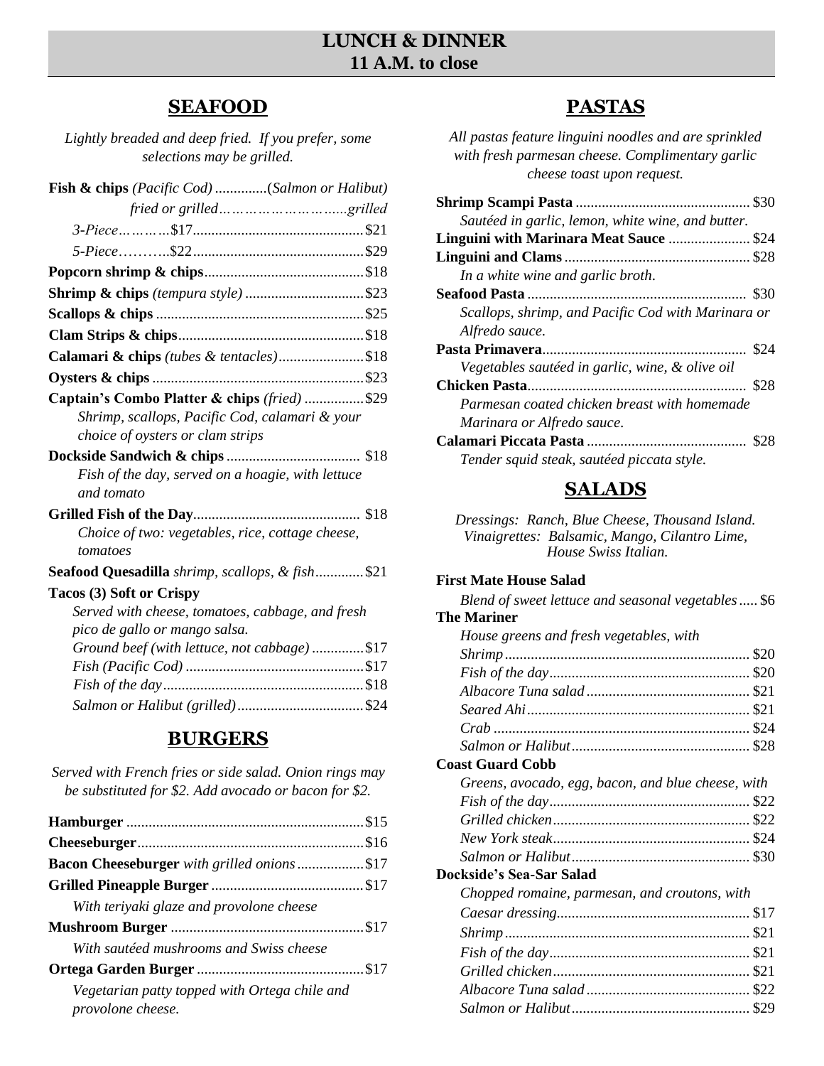# LUNCH & DINNER
**11 A.M. to close**

## SEAFOOD

*Lightly breaded and deep fried. If you prefer, some selections may be grilled.*

**Fish & chips** *(Pacific Cod)* .............*(Salmon or Halibut)*
*fried or grilled*………………………*grilled*
*3-Piece*…………$17............................................$21
*5-Piece*………..$22............................................$29

**Popcorn shrimp & chips**..........................................$18

**Shrimp & chips** *(tempura style)* ...............................$23

**Scallops & chips** ........................................................$25

**Clam Strips & chips**...................................................$18

**Calamari & chips** *(tubes & tentacles)*........................$18

**Oysters & chips** .........................................................$23

**Captain's Combo Platter & chips** *(fried)* ................$29
*Shrimp, scallops, Pacific Cod, calamari & your choice of oysters or clam strips*

**Dockside Sandwich & chips** .................................... $18
*Fish of the day, served on a hoagie, with lettuce and tomato*

**Grilled Fish of the Day**............................................ $18
*Choice of two: vegetables, rice, cottage cheese, tomatoes*

**Seafood Quesadilla** *shrimp, scallops, & fish*.............$21

**Tacos (3) Soft or Crispy**
*Served with cheese, tomatoes, cabbage, and fresh pico de gallo or mango salsa.*
*Ground beef (with lettuce, not cabbage)* ..............$17
*Fish (Pacific Cod)* ................................................$17
*Fish of the day*......................................................$18
*Salmon or Halibut (grilled)*..................................$24

## BURGERS

*Served with French fries or side salad. Onion rings may be substituted for $2. Add avocado or bacon for $2.*

**Hamburger** ................................................................$15

**Cheeseburger**.............................................................$16

**Bacon Cheeseburger** *with grilled onions*..................$17

**Grilled Pineapple Burger** .........................................$17
*With teriyaki glaze and provolone cheese*

**Mushroom Burger** ....................................................$17
*With sautéed mushrooms and Swiss cheese*

**Ortega Garden Burger** .............................................$17
*Vegetarian patty topped with Ortega chile and provolone cheese.*

## PASTAS

*All pastas feature linguini noodles and are sprinkled with fresh parmesan cheese. Complimentary garlic cheese toast upon request.*

**Shrimp Scampi Pasta** ............................................... $30
*Sautéed in garlic, lemon, white wine, and butter.*

**Linguini with Marinara Meat Sauce** ...................... $24

**Linguini and Clams** .................................................. $28
*In a white wine and garlic broth.*

**Seafood Pasta** ........................................................... $30
*Scallops, shrimp, and Pacific Cod with Marinara or Alfredo sauce.*

**Pasta Primavera**....................................................... $24
*Vegetables sautéed in garlic, wine, & olive oil*

**Chicken Pasta**........................................................... $28
*Parmesan coated chicken breast with homemade Marinara or Alfredo sauce.*

**Calamari Piccata Pasta** ........................................... $28
*Tender squid steak, sautéed piccata style.*

## SALADS

*Dressings: Ranch, Blue Cheese, Thousand Island.*
*Vinaigrettes: Balsamic, Mango, Cilantro Lime, House Swiss Italian.*

**First Mate House Salad**
*Blend of sweet lettuce and seasonal vegetables*..... $6

**The Mariner**
*House greens and fresh vegetables, with*
*Shrimp* .................................................................. $20
*Fish of the day*...................................................... $20
*Albacore Tuna salad* ............................................ $21
*Seared Ahi*............................................................ $21
*Crab* ..................................................................... $24
*Salmon or Halibut*................................................ $28

**Coast Guard Cobb**
*Greens, avocado, egg, bacon, and blue cheese, with*
*Fish of the day*...................................................... $22
*Grilled chicken*..................................................... $22
*New York steak*..................................................... $24
*Salmon or Halibut*................................................ $30

**Dockside's Sea-Sar Salad**
*Chopped romaine, parmesan, and croutons, with*
*Caesar dressing*.................................................... $17
*Shrimp* .................................................................. $21
*Fish of the day*...................................................... $21
*Grilled chicken*..................................................... $21
*Albacore Tuna salad* ............................................ $22
*Salmon or Halibut*................................................ $29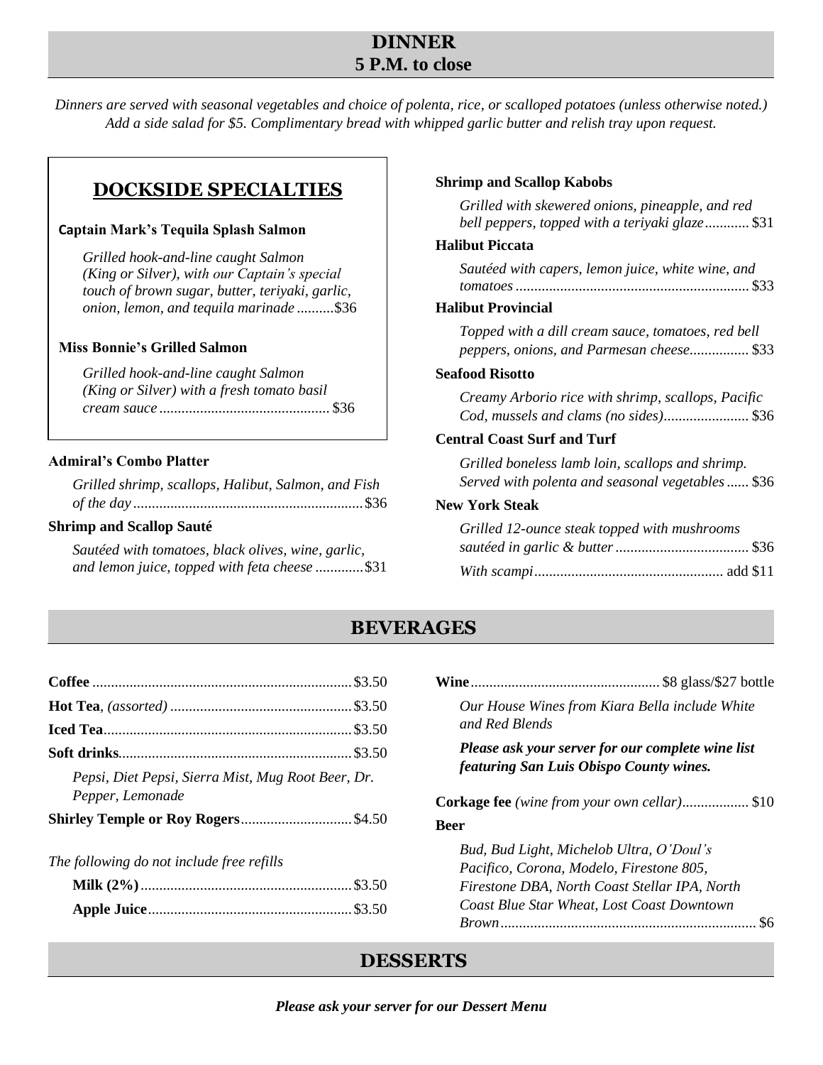## DINNER
## 5 P.M. to close

*Dinners are served with seasonal vegetables and choice of polenta, rice, or scalloped potatoes (unless otherwise noted.) Add a side salad for $5. Complimentary bread with whipped garlic butter and relish tray upon request.*

### DOCKSIDE SPECIALTIES

**Captain Mark's Tequila Splash Salmon**

*Grilled hook-and-line caught Salmon (King or Silver), with our Captain's special touch of brown sugar, butter, teriyaki, garlic, onion, lemon, and tequila marinade*..........$36

**Miss Bonnie's Grilled Salmon**

*Grilled hook-and-line caught Salmon (King or Silver) with a fresh tomato basil cream sauce*.............................................$36

**Admiral's Combo Platter**

*Grilled shrimp, scallops, Halibut, Salmon, and Fish of the day*..............................................................$36

**Shrimp and Scallop Sauté**

*Sautéed with tomatoes, black olives, wine, garlic, and lemon juice, topped with feta cheese*.............$31

**Shrimp and Scallop Kabobs**

*Grilled with skewered onions, pineapple, and red bell peppers, topped with a teriyaki glaze*............$31

**Halibut Piccata**

*Sautéed with capers, lemon juice, white wine, and tomatoes*..............................................................$33

**Halibut Provincial**

*Topped with a dill cream sauce, tomatoes, red bell peppers, onions, and Parmesan cheese*................$33

**Seafood Risotto**

*Creamy Arborio rice with shrimp, scallops, Pacific Cod, mussels and clams (no sides)*.......................$36

**Central Coast Surf and Turf**

*Grilled boneless lamb loin, scallops and shrimp. Served with polenta and seasonal vegetables*......$36

**New York Steak**

*Grilled 12-ounce steak topped with mushrooms sautéed in garlic & butter*....................................$36

*With scampi*.................................................. add $11

## BEVERAGES

**Coffee**......................................................................$3.50

**Hot Tea**, *(assorted)*.................................................$3.50

**Iced Tea**...................................................................$3.50

**Soft drinks**...............................................................$3.50

*Pepsi, Diet Pepsi, Sierra Mist, Mug Root Beer, Dr. Pepper, Lemonade*

**Shirley Temple or Roy Rogers**..............................$4.50

*The following do not include free refills*

**Milk (2%)**.........................................................$3.50

**Apple Juice**.......................................................$3.50

**Wine**...................................................$8 glass/$27 bottle

*Our House Wines from Kiara Bella include White and Red Blends*

***Please ask your server for our complete wine list featuring San Luis Obispo County wines.***

**Corkage fee** *(wine from your own cellar)*..................$10

**Beer**

*Bud, Bud Light, Michelob Ultra, O'Doul's Pacifico, Corona, Modelo, Firestone 805, Firestone DBA, North Coast Stellar IPA, North Coast Blue Star Wheat, Lost Coast Downtown Brown*.....................................................................$6

## DESSERTS

***Please ask your server for our Dessert Menu***